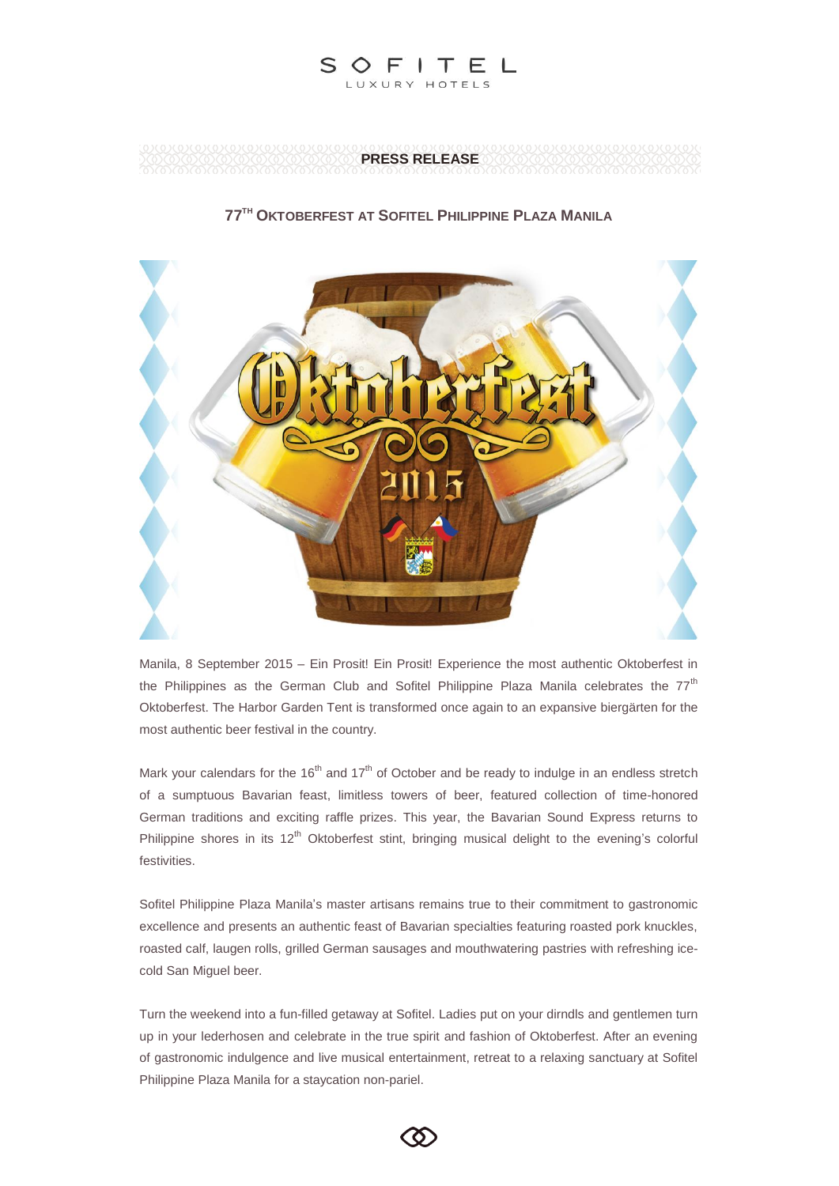SOFITEL
LUXURY HOTELS

**PRESS RELEASE**

## 77TH OKTOBERFEST AT SOFITEL PHILIPPINE PLAZA MANILA

Manila, 8 September 2015 – Ein Prosit! Ein Prosit! Experience the most authentic Oktoberfest in the Philippines as the German Club and Sofitel Philippine Plaza Manila celebrates the 77th Oktoberfest. The Harbor Garden Tent is transformed once again to an expansive biergärten for the most authentic beer festival in the country.

Mark your calendars for the 16th and 17th of October and be ready to indulge in an endless stretch of a sumptuous Bavarian feast, limitless towers of beer, featured collection of time-honored German traditions and exciting raffle prizes. This year, the Bavarian Sound Express returns to Philippine shores in its 12th Oktoberfest stint, bringing musical delight to the evening's colorful festivities.

Sofitel Philippine Plaza Manila's master artisans remains true to their commitment to gastronomic excellence and presents an authentic feast of Bavarian specialties featuring roasted pork knuckles, roasted calf, laugen rolls, grilled German sausages and mouthwatering pastries with refreshing ice-cold San Miguel beer.

Turn the weekend into a fun-filled getaway at Sofitel. Ladies put on your dirndls and gentlemen turn up in your lederhosen and celebrate in the true spirit and fashion of Oktoberfest. After an evening of gastronomic indulgence and live musical entertainment, retreat to a relaxing sanctuary at Sofitel Philippine Plaza Manila for a staycation non-pariel.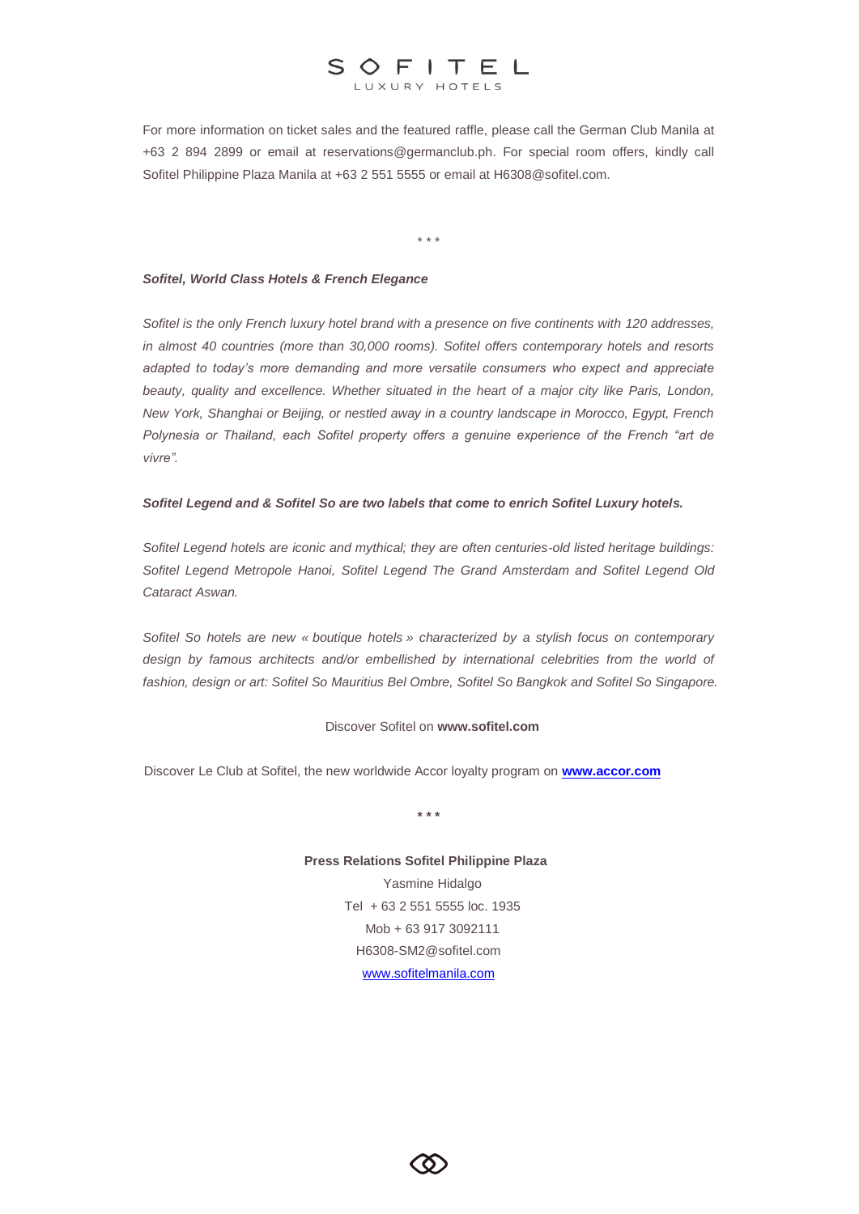For more information on ticket sales and the featured raffle, please call the German Club Manila at +63 2 894 2899 or email at reservations@germanclub.ph. For special room offers, kindly call Sofitel Philippine Plaza Manila at +63 2 551 5555 or email at H6308@sofitel.com.

\* \* \*

***Sofitel, World Class Hotels & French Elegance***

*Sofitel is the only French luxury hotel brand with a presence on five continents with 120 addresses, in almost 40 countries (more than 30,000 rooms). Sofitel offers contemporary hotels and resorts adapted to today's more demanding and more versatile consumers who expect and appreciate beauty, quality and excellence. Whether situated in the heart of a major city like Paris, London, New York, Shanghai or Beijing, or nestled away in a country landscape in Morocco, Egypt, French Polynesia or Thailand, each Sofitel property offers a genuine experience of the French "art de vivre".*

***Sofitel Legend and & Sofitel So are two labels that come to enrich Sofitel Luxury hotels.***

*Sofitel Legend hotels are iconic and mythical; they are often centuries-old listed heritage buildings: Sofitel Legend Metropole Hanoi, Sofitel Legend The Grand Amsterdam and Sofitel Legend Old Cataract Aswan.*

*Sofitel So hotels are new « boutique hotels » characterized by a stylish focus on contemporary design by famous architects and/or embellished by international celebrities from the world of fashion, design or art: Sofitel So Mauritius Bel Ombre, Sofitel So Bangkok and Sofitel So Singapore.*

Discover Sofitel on **www.sofitel.com**

Discover Le Club at Sofitel, the new worldwide Accor loyalty program on **www.accor.com**

\* \* \*

**Press Relations Sofitel Philippine Plaza**

Yasmine Hidalgo

Tel + 63 2 551 5555 loc. 1935

Mob + 63 917 3092111

H6308-SM2@sofitel.com

www.sofitelmanila.com